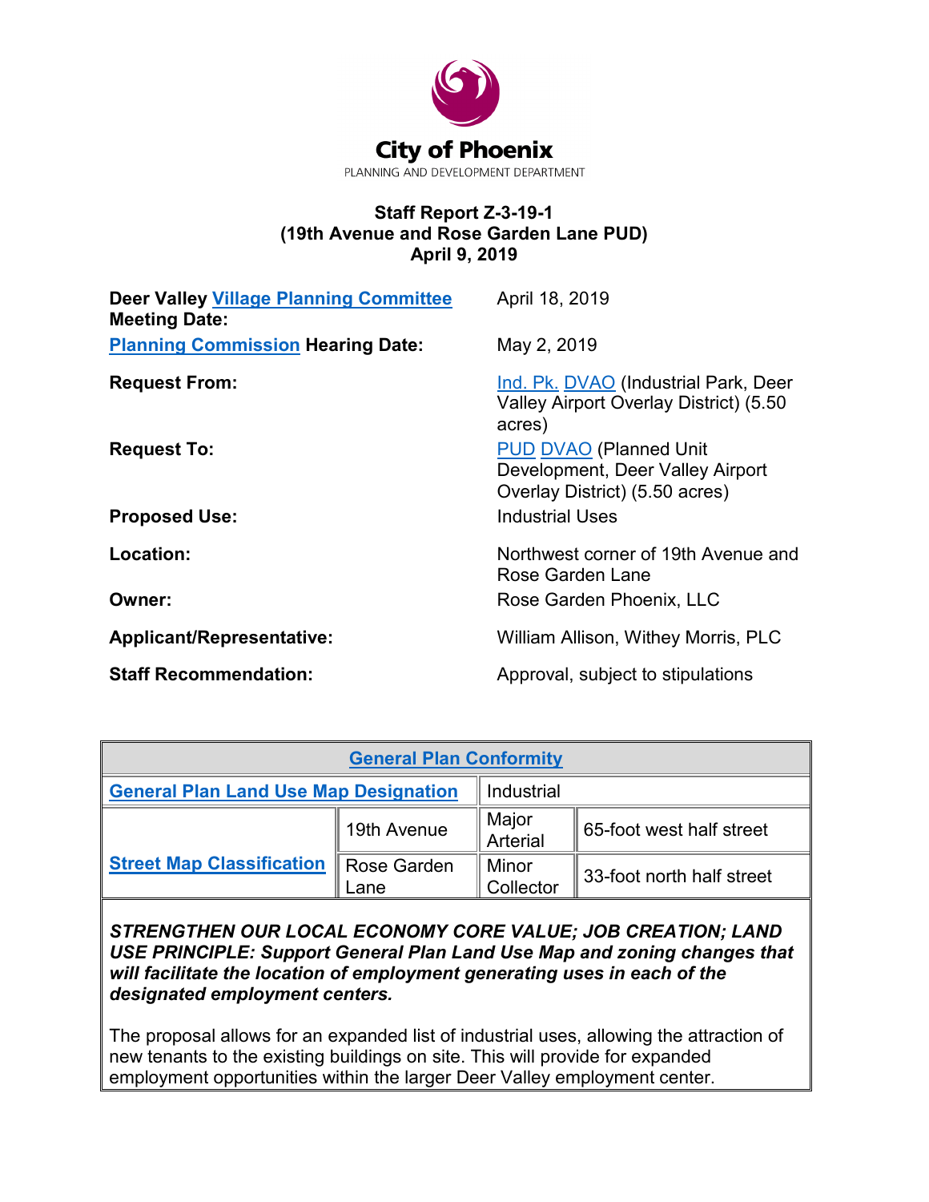**City of Phoenix**

PLANNING AND DEVELOPMENT DEPARTMENT

**Staff Report Z-3-19-1**
**(19th Avenue and Rose Garden Lane PUD)**
**April 9, 2019**

| | |
|---|---|
| **Deer Valley Village Planning Committee Meeting Date:** | April 18, 2019 |
| **Planning Commission Hearing Date:** | May 2, 2019 |
| **Request From:** | Ind. Pk. DVAO (Industrial Park, Deer Valley Airport Overlay District) (5.50 acres) |
| **Request To:** | PUD DVAO (Planned Unit Development, Deer Valley Airport Overlay District) (5.50 acres) |
| **Proposed Use:** | Industrial Uses |
| **Location:** | Northwest corner of 19th Avenue and Rose Garden Lane |
| **Owner:** | Rose Garden Phoenix, LLC |
| **Applicant/Representative:** | William Allison, Withey Morris, PLC |
| **Staff Recommendation:** | Approval, subject to stipulations |

| **General Plan Conformity** | | | |
|---|---|---|---|
| **General Plan Land Use Map Designation** | | Industrial | |
| **Street Map Classification** | 19th Avenue | Major Arterial | 65-foot west half street |
| | Rose Garden Lane | Minor Collector | 33-foot north half street |

***STRENGTHEN OUR LOCAL ECONOMY CORE VALUE; JOB CREATION; LAND USE PRINCIPLE: Support General Plan Land Use Map and zoning changes that will facilitate the location of employment generating uses in each of the designated employment centers.***

The proposal allows for an expanded list of industrial uses, allowing the attraction of new tenants to the existing buildings on site. This will provide for expanded employment opportunities within the larger Deer Valley employment center.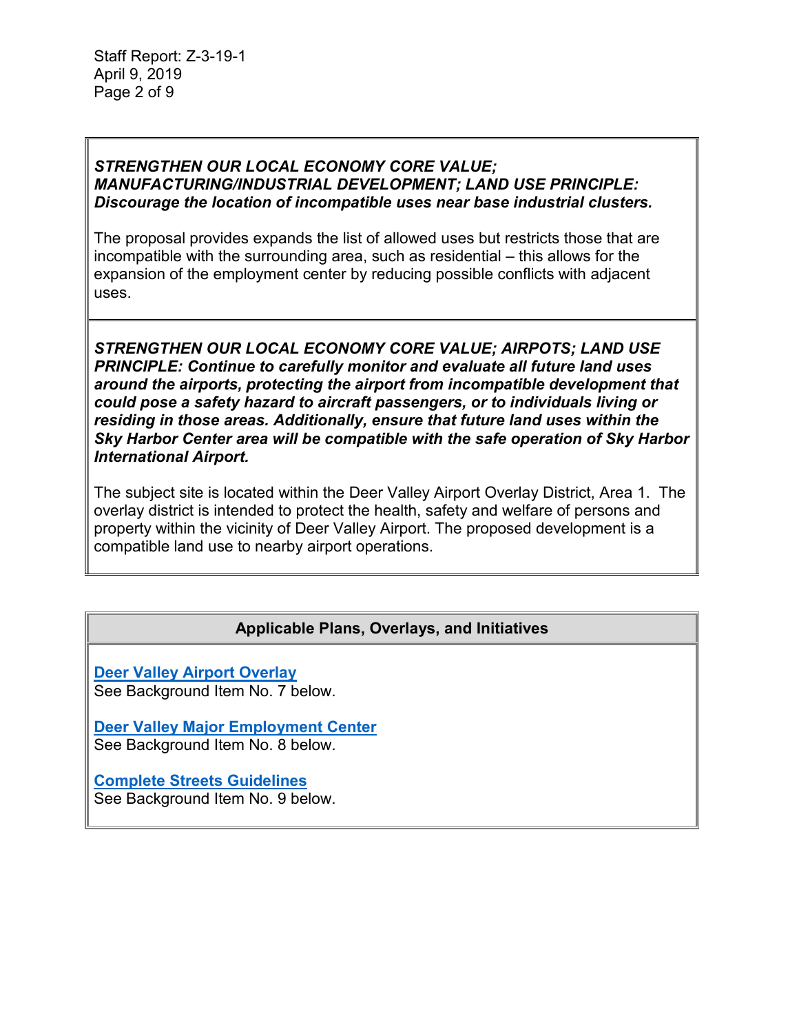***STRENGTHEN OUR LOCAL ECONOMY CORE VALUE; MANUFACTURING/INDUSTRIAL DEVELOPMENT; LAND USE PRINCIPLE: Discourage the location of incompatible uses near base industrial clusters.***

The proposal provides expands the list of allowed uses but restricts those that are incompatible with the surrounding area, such as residential – this allows for the expansion of the employment center by reducing possible conflicts with adjacent uses.

***STRENGTHEN OUR LOCAL ECONOMY CORE VALUE; AIRPOTS; LAND USE PRINCIPLE: Continue to carefully monitor and evaluate all future land uses around the airports, protecting the airport from incompatible development that could pose a safety hazard to aircraft passengers, or to individuals living or residing in those areas. Additionally, ensure that future land uses within the Sky Harbor Center area will be compatible with the safe operation of Sky Harbor International Airport.***

The subject site is located within the Deer Valley Airport Overlay District, Area 1. The overlay district is intended to protect the health, safety and welfare of persons and property within the vicinity of Deer Valley Airport. The proposed development is a compatible land use to nearby airport operations.

## Applicable Plans, Overlays, and Initiatives

**Deer Valley Airport Overlay**
See Background Item No. 7 below.

**Deer Valley Major Employment Center**
See Background Item No. 8 below.

**Complete Streets Guidelines**
See Background Item No. 9 below.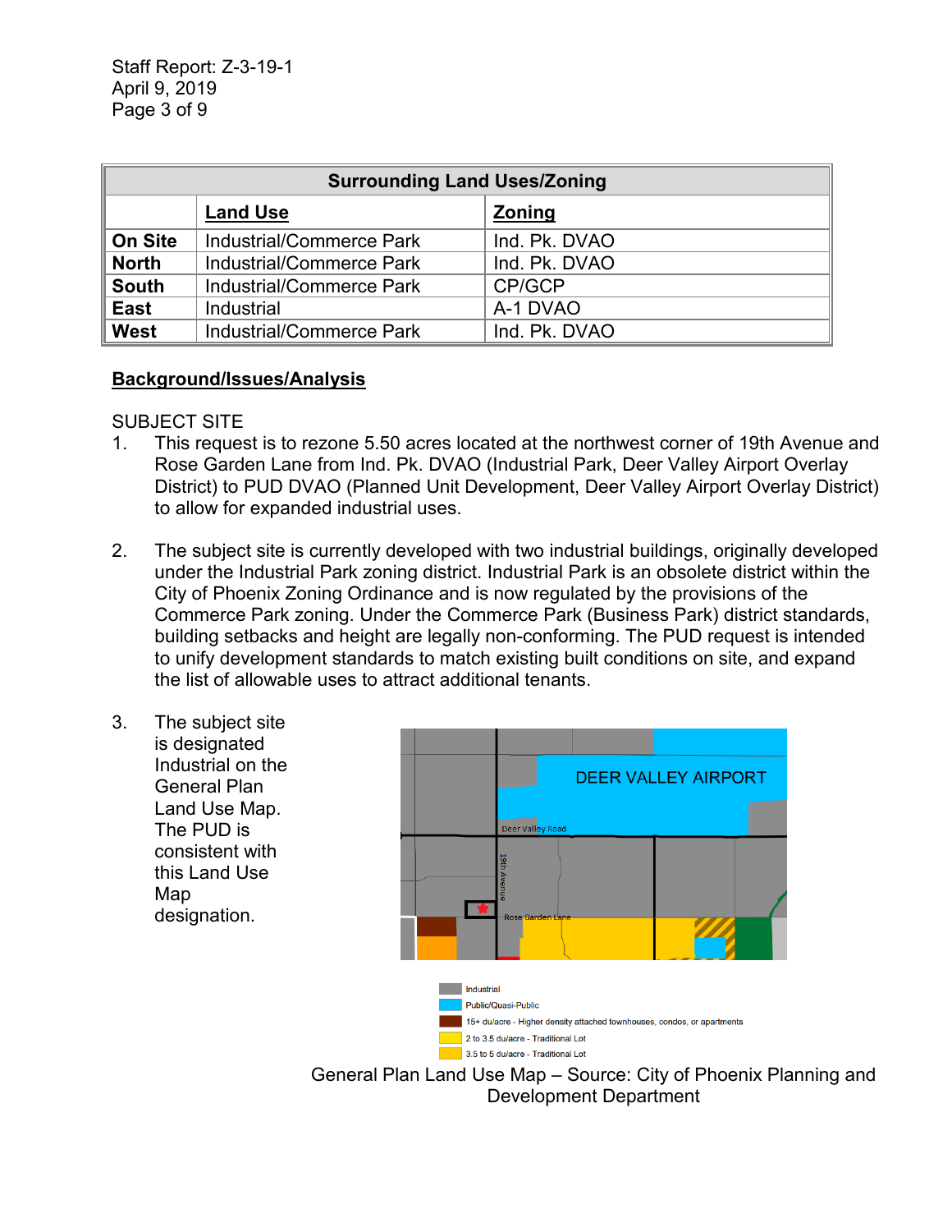| Surrounding Land Uses/Zoning | | |
|---|---|---|
| | **Land Use** | **Zoning** |
| **On Site** | Industrial/Commerce Park | Ind. Pk. DVAO |
| **North** | Industrial/Commerce Park | Ind. Pk. DVAO |
| **South** | Industrial/Commerce Park | CP/GCP |
| **East** | Industrial | A-1 DVAO |
| **West** | Industrial/Commerce Park | Ind. Pk. DVAO |

**Background/Issues/Analysis**

SUBJECT SITE

1. This request is to rezone 5.50 acres located at the northwest corner of 19th Avenue and Rose Garden Lane from Ind. Pk. DVAO (Industrial Park, Deer Valley Airport Overlay District) to PUD DVAO (Planned Unit Development, Deer Valley Airport Overlay District) to allow for expanded industrial uses.

2. The subject site is currently developed with two industrial buildings, originally developed under the Industrial Park zoning district. Industrial Park is an obsolete district within the City of Phoenix Zoning Ordinance and is now regulated by the provisions of the Commerce Park zoning. Under the Commerce Park (Business Park) district standards, building setbacks and height are legally non-conforming. The PUD request is intended to unify development standards to match existing built conditions on site, and expand the list of allowable uses to attract additional tenants.

3. The subject site is designated Industrial on the General Plan Land Use Map. The PUD is consistent with this Land Use Map designation.

General Plan Land Use Map – Source: City of Phoenix Planning and Development Department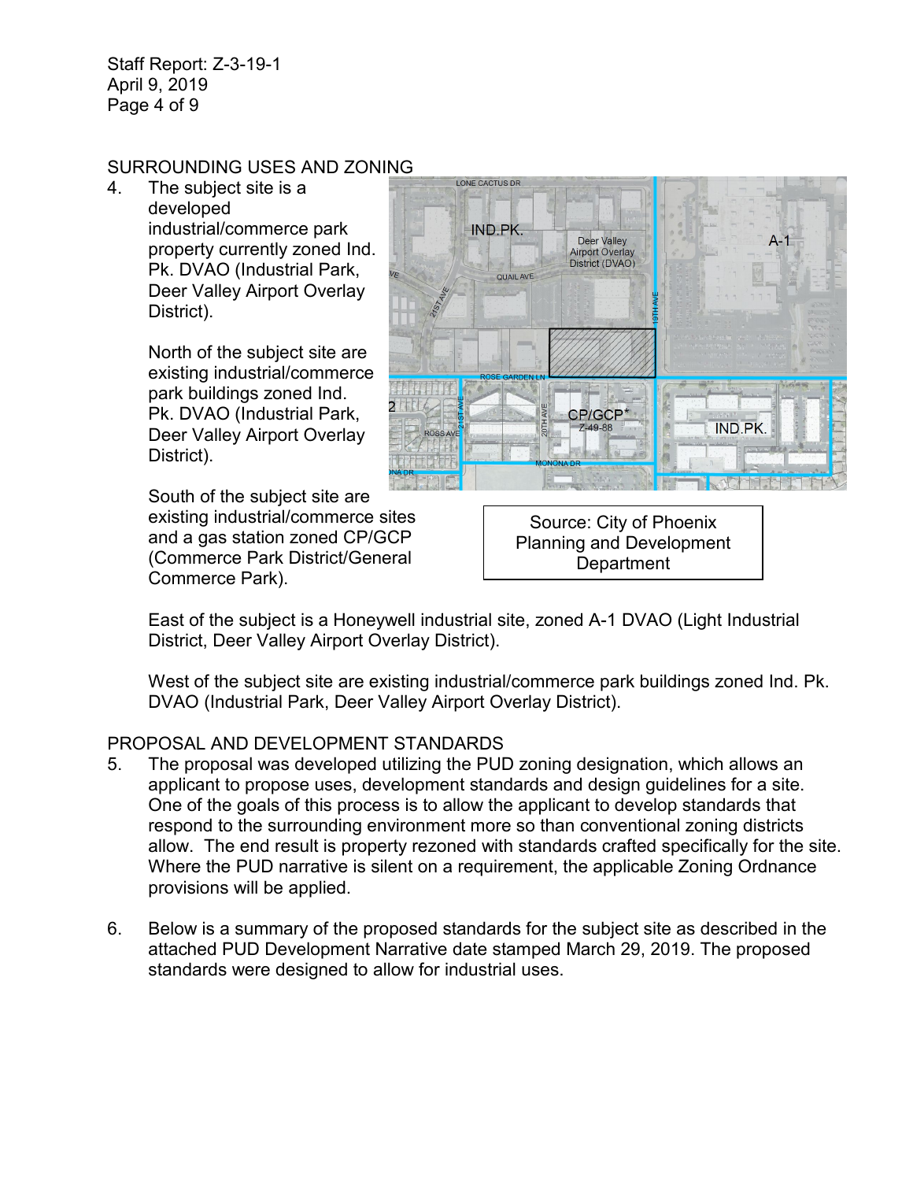## SURROUNDING USES AND ZONING

4. The subject site is a developed industrial/commerce park property currently zoned Ind. Pk. DVAO (Industrial Park, Deer Valley Airport Overlay District).

   North of the subject site are existing industrial/commerce park buildings zoned Ind. Pk. DVAO (Industrial Park, Deer Valley Airport Overlay District).

   South of the subject site are existing industrial/commerce sites and a gas station zoned CP/GCP (Commerce Park District/General Commerce Park).

   Source: City of Phoenix Planning and Development Department

   East of the subject is a Honeywell industrial site, zoned A-1 DVAO (Light Industrial District, Deer Valley Airport Overlay District).

   West of the subject site are existing industrial/commerce park buildings zoned Ind. Pk. DVAO (Industrial Park, Deer Valley Airport Overlay District).

## PROPOSAL AND DEVELOPMENT STANDARDS

5. The proposal was developed utilizing the PUD zoning designation, which allows an applicant to propose uses, development standards and design guidelines for a site. One of the goals of this process is to allow the applicant to develop standards that respond to the surrounding environment more so than conventional zoning districts allow. The end result is property rezoned with standards crafted specifically for the site. Where the PUD narrative is silent on a requirement, the applicable Zoning Ordnance provisions will be applied.

6. Below is a summary of the proposed standards for the subject site as described in the attached PUD Development Narrative date stamped March 29, 2019. The proposed standards were designed to allow for industrial uses.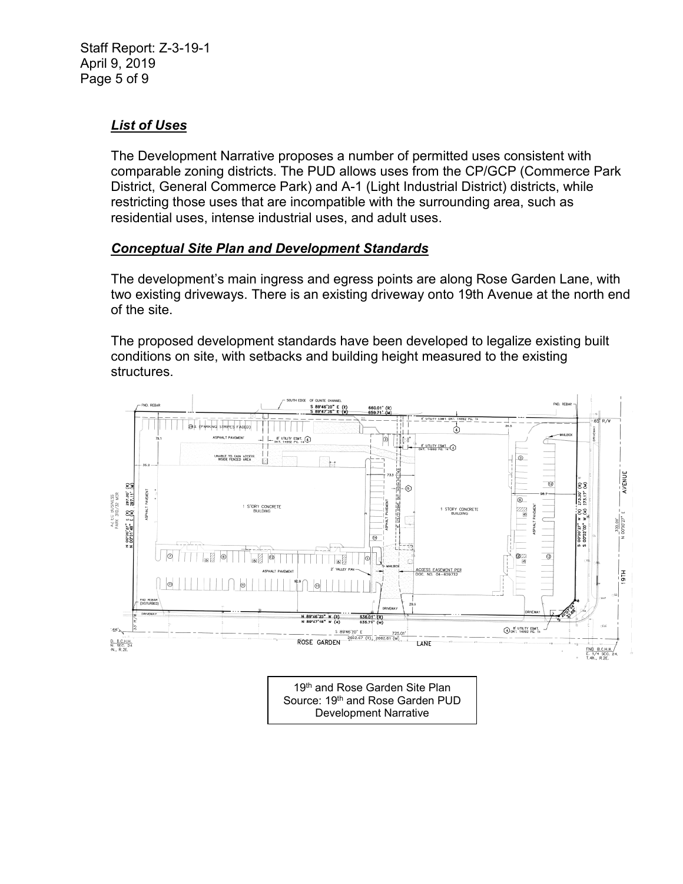## *List of Uses*

The Development Narrative proposes a number of permitted uses consistent with comparable zoning districts. The PUD allows uses from the CP/GCP (Commerce Park District, General Commerce Park) and A-1 (Light Industrial District) districts, while restricting those uses that are incompatible with the surrounding area, such as residential uses, intense industrial uses, and adult uses.

## *Conceptual Site Plan and Development Standards*

The development's main ingress and egress points are along Rose Garden Lane, with two existing driveways. There is an existing driveway onto 19th Avenue at the north end of the site.

The proposed development standards have been developed to legalize existing built conditions on site, with setbacks and building height measured to the existing structures.

19th and Rose Garden Site Plan
Source: 19th and Rose Garden PUD Development Narrative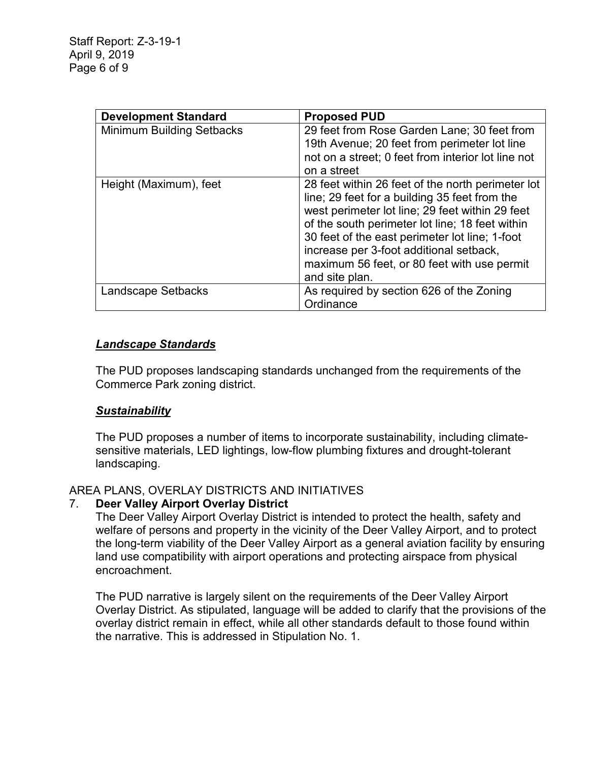| Development Standard | Proposed PUD |
| --- | --- |
| Minimum Building Setbacks | 29 feet from Rose Garden Lane; 30 feet from 19th Avenue; 20 feet from perimeter lot line not on a street; 0 feet from interior lot line not on a street |
| Height (Maximum), feet | 28 feet within 26 feet of the north perimeter lot line; 29 feet for a building 35 feet from the west perimeter lot line; 29 feet within 29 feet of the south perimeter lot line; 18 feet within 30 feet of the east perimeter lot line; 1-foot increase per 3-foot additional setback, maximum 56 feet, or 80 feet with use permit and site plan. |
| Landscape Setbacks | As required by section 626 of the Zoning Ordinance |

***Landscape Standards***

The PUD proposes landscaping standards unchanged from the requirements of the Commerce Park zoning district.

***Sustainability***

The PUD proposes a number of items to incorporate sustainability, including climate-sensitive materials, LED lightings, low-flow plumbing fixtures and drought-tolerant landscaping.

AREA PLANS, OVERLAY DISTRICTS AND INITIATIVES

7. **Deer Valley Airport Overlay District**

   The Deer Valley Airport Overlay District is intended to protect the health, safety and welfare of persons and property in the vicinity of the Deer Valley Airport, and to protect the long-term viability of the Deer Valley Airport as a general aviation facility by ensuring land use compatibility with airport operations and protecting airspace from physical encroachment.

   The PUD narrative is largely silent on the requirements of the Deer Valley Airport Overlay District. As stipulated, language will be added to clarify that the provisions of the overlay district remain in effect, while all other standards default to those found within the narrative. This is addressed in Stipulation No. 1.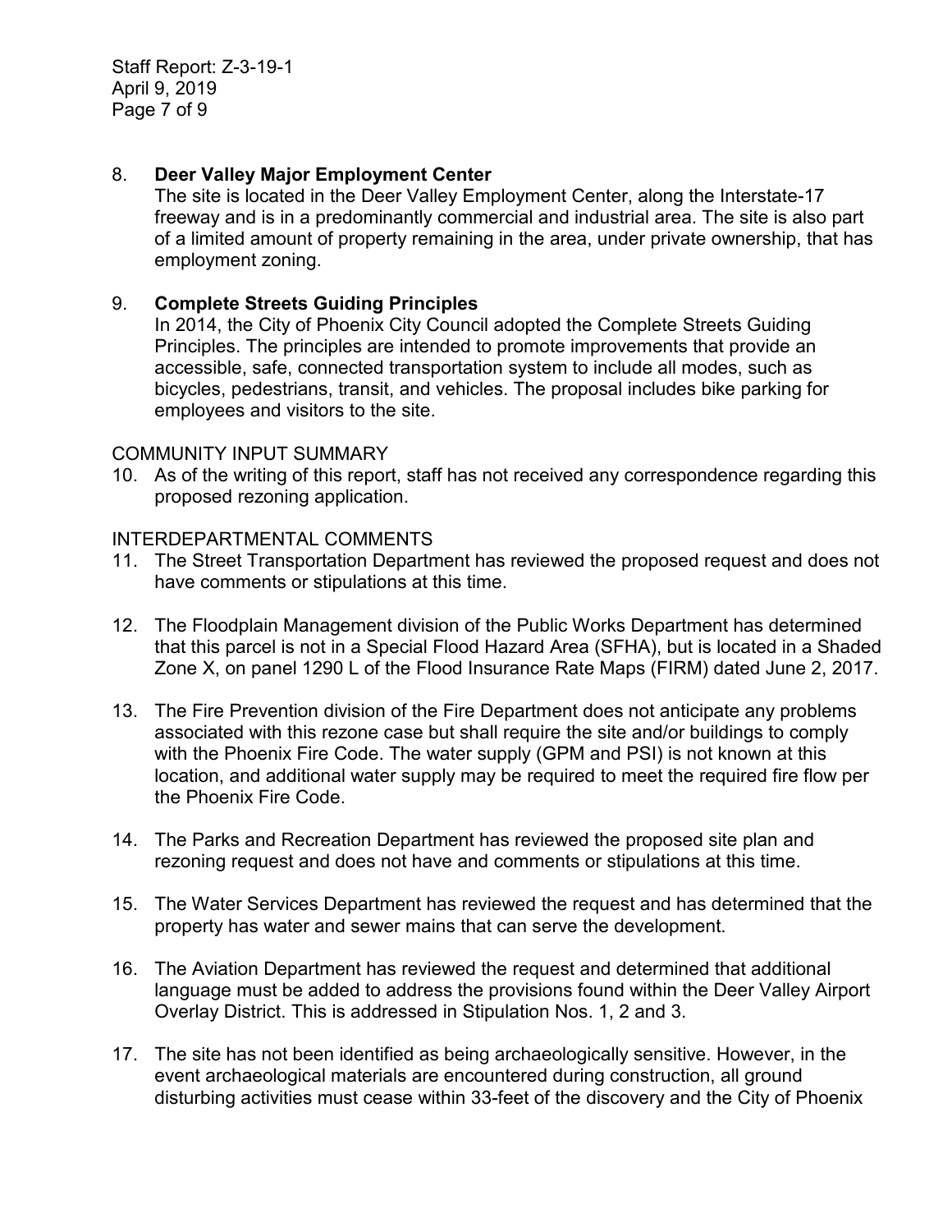8. **Deer Valley Major Employment Center**
   The site is located in the Deer Valley Employment Center, along the Interstate-17 freeway and is in a predominantly commercial and industrial area. The site is also part of a limited amount of property remaining in the area, under private ownership, that has employment zoning.

9. **Complete Streets Guiding Principles**
   In 2014, the City of Phoenix City Council adopted the Complete Streets Guiding Principles. The principles are intended to promote improvements that provide an accessible, safe, connected transportation system to include all modes, such as bicycles, pedestrians, transit, and vehicles. The proposal includes bike parking for employees and visitors to the site.

COMMUNITY INPUT SUMMARY

10. As of the writing of this report, staff has not received any correspondence regarding this proposed rezoning application.

INTERDEPARTMENTAL COMMENTS

11. The Street Transportation Department has reviewed the proposed request and does not have comments or stipulations at this time.

12. The Floodplain Management division of the Public Works Department has determined that this parcel is not in a Special Flood Hazard Area (SFHA), but is located in a Shaded Zone X, on panel 1290 L of the Flood Insurance Rate Maps (FIRM) dated June 2, 2017.

13. The Fire Prevention division of the Fire Department does not anticipate any problems associated with this rezone case but shall require the site and/or buildings to comply with the Phoenix Fire Code. The water supply (GPM and PSI) is not known at this location, and additional water supply may be required to meet the required fire flow per the Phoenix Fire Code.

14. The Parks and Recreation Department has reviewed the proposed site plan and rezoning request and does not have and comments or stipulations at this time.

15. The Water Services Department has reviewed the request and has determined that the property has water and sewer mains that can serve the development.

16. The Aviation Department has reviewed the request and determined that additional language must be added to address the provisions found within the Deer Valley Airport Overlay District. This is addressed in Stipulation Nos. 1, 2 and 3.

17. The site has not been identified as being archaeologically sensitive. However, in the event archaeological materials are encountered during construction, all ground disturbing activities must cease within 33-feet of the discovery and the City of Phoenix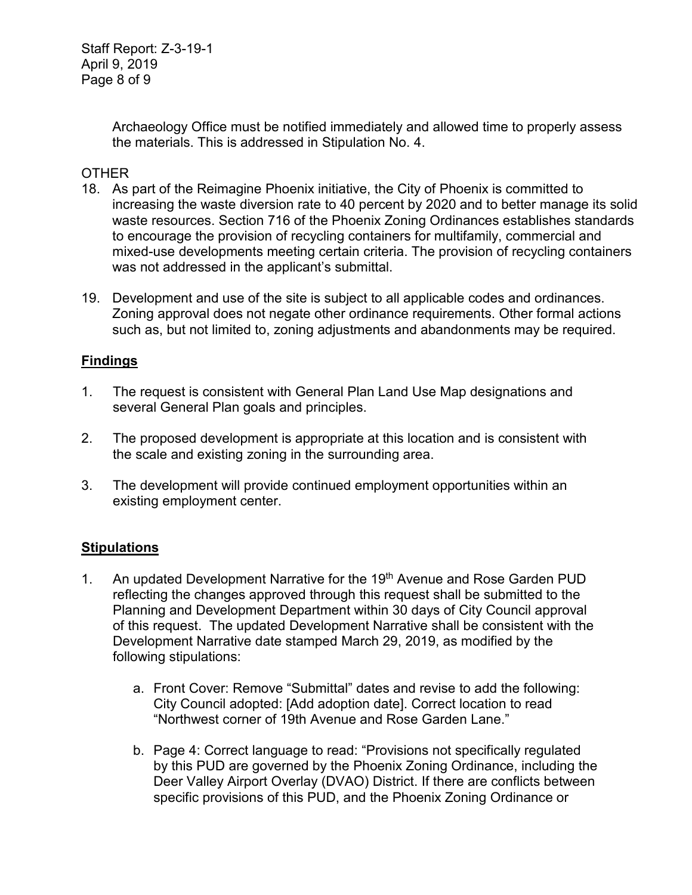Archaeology Office must be notified immediately and allowed time to properly assess the materials. This is addressed in Stipulation No. 4.

OTHER

18. As part of the Reimagine Phoenix initiative, the City of Phoenix is committed to increasing the waste diversion rate to 40 percent by 2020 and to better manage its solid waste resources. Section 716 of the Phoenix Zoning Ordinances establishes standards to encourage the provision of recycling containers for multifamily, commercial and mixed-use developments meeting certain criteria. The provision of recycling containers was not addressed in the applicant's submittal.

19. Development and use of the site is subject to all applicable codes and ordinances. Zoning approval does not negate other ordinance requirements. Other formal actions such as, but not limited to, zoning adjustments and abandonments may be required.

## Findings

1. The request is consistent with General Plan Land Use Map designations and several General Plan goals and principles.

2. The proposed development is appropriate at this location and is consistent with the scale and existing zoning in the surrounding area.

3. The development will provide continued employment opportunities within an existing employment center.

## Stipulations

1. An updated Development Narrative for the 19th Avenue and Rose Garden PUD reflecting the changes approved through this request shall be submitted to the Planning and Development Department within 30 days of City Council approval of this request. The updated Development Narrative shall be consistent with the Development Narrative date stamped March 29, 2019, as modified by the following stipulations:

    a. Front Cover: Remove "Submittal" dates and revise to add the following: City Council adopted: [Add adoption date]. Correct location to read "Northwest corner of 19th Avenue and Rose Garden Lane."

    b. Page 4: Correct language to read: "Provisions not specifically regulated by this PUD are governed by the Phoenix Zoning Ordinance, including the Deer Valley Airport Overlay (DVAO) District. If there are conflicts between specific provisions of this PUD, and the Phoenix Zoning Ordinance or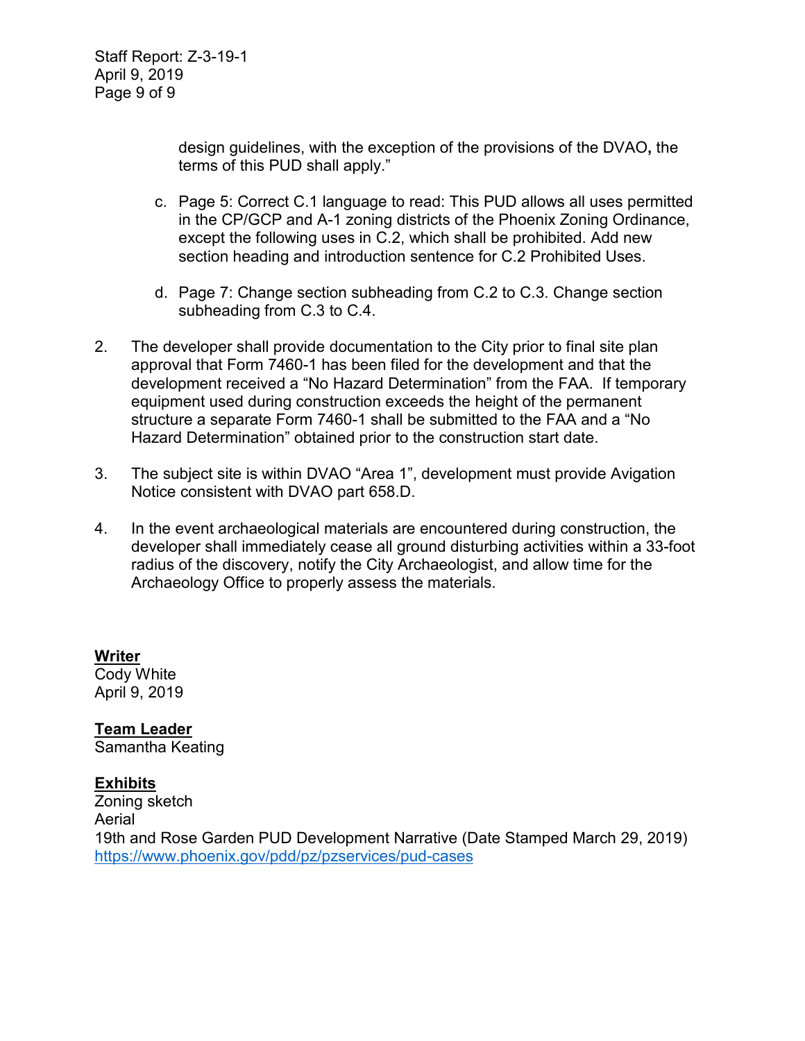design guidelines, with the exception of the provisions of the DVAO**,** the terms of this PUD shall apply."

c. Page 5: Correct C.1 language to read: This PUD allows all uses permitted in the CP/GCP and A-1 zoning districts of the Phoenix Zoning Ordinance, except the following uses in C.2, which shall be prohibited. Add new section heading and introduction sentence for C.2 Prohibited Uses.

d. Page 7: Change section subheading from C.2 to C.3. Change section subheading from C.3 to C.4.

2. The developer shall provide documentation to the City prior to final site plan approval that Form 7460-1 has been filed for the development and that the development received a "No Hazard Determination" from the FAA. If temporary equipment used during construction exceeds the height of the permanent structure a separate Form 7460-1 shall be submitted to the FAA and a "No Hazard Determination" obtained prior to the construction start date.

3. The subject site is within DVAO "Area 1", development must provide Avigation Notice consistent with DVAO part 658.D.

4. In the event archaeological materials are encountered during construction, the developer shall immediately cease all ground disturbing activities within a 33-foot radius of the discovery, notify the City Archaeologist, and allow time for the Archaeology Office to properly assess the materials.

**Writer**
Cody White
April 9, 2019

**Team Leader**
Samantha Keating

**Exhibits**
Zoning sketch
Aerial
19th and Rose Garden PUD Development Narrative (Date Stamped March 29, 2019)
https://www.phoenix.gov/pdd/pz/pzservices/pud-cases